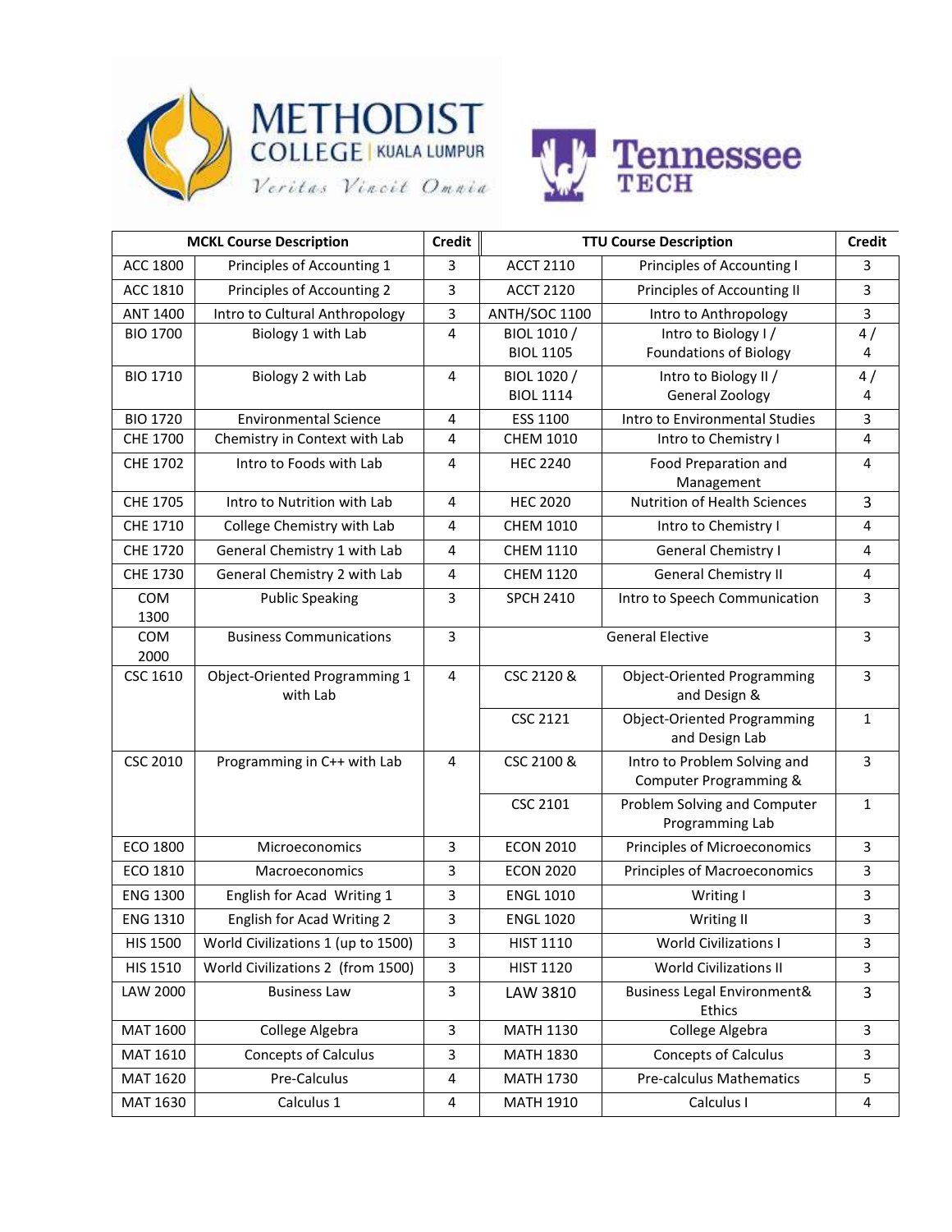| MCKL Course Description | | Credit | TTU Course Description | | Credit |
|---|---|---|---|---|---|
| ACC 1800 | Principles of Accounting 1 | 3 | ACCT 2110 | Principles of Accounting I | 3 |
| ACC 1810 | Principles of Accounting 2 | 3 | ACCT 2120 | Principles of Accounting II | 3 |
| ANT 1400 | Intro to Cultural Anthropology | 3 | ANTH/SOC 1100 | Intro to Anthropology | 3 |
| BIO 1700 | Biology 1 with Lab | 4 | BIOL 1010 / BIOL 1105 | Intro to Biology I / Foundations of Biology | 4 / 4 |
| BIO 1710 | Biology 2 with Lab | 4 | BIOL 1020 / BIOL 1114 | Intro to Biology II / General Zoology | 4 / 4 |
| BIO 1720 | Environmental Science | 4 | ESS 1100 | Intro to Environmental Studies | 3 |
| CHE 1700 | Chemistry in Context with Lab | 4 | CHEM 1010 | Intro to Chemistry I | 4 |
| CHE 1702 | Intro to Foods with Lab | 4 | HEC 2240 | Food Preparation and Management | 4 |
| CHE 1705 | Intro to Nutrition with Lab | 4 | HEC 2020 | Nutrition of Health Sciences | 3 |
| CHE 1710 | College Chemistry with Lab | 4 | CHEM 1010 | Intro to Chemistry I | 4 |
| CHE 1720 | General Chemistry 1 with Lab | 4 | CHEM 1110 | General Chemistry I | 4 |
| CHE 1730 | General Chemistry 2 with Lab | 4 | CHEM 1120 | General Chemistry II | 4 |
| COM 1300 | Public Speaking | 3 | SPCH 2410 | Intro to Speech Communication | 3 |
| COM 2000 | Business Communications | 3 | General Elective | | 3 |
| CSC 1610 | Object-Oriented Programming 1 with Lab | 4 | CSC 2120 & | Object-Oriented Programming and Design & | 3 |
| | | | CSC 2121 | Object-Oriented Programming and Design Lab | 1 |
| CSC 2010 | Programming in C++ with Lab | 4 | CSC 2100 & | Intro to Problem Solving and Computer Programming & | 3 |
| | | | CSC 2101 | Problem Solving and Computer Programming Lab | 1 |
| ECO 1800 | Microeconomics | 3 | ECON 2010 | Principles of Microeconomics | 3 |
| ECO 1810 | Macroeconomics | 3 | ECON 2020 | Principles of Macroeconomics | 3 |
| ENG 1300 | English for Acad Writing 1 | 3 | ENGL 1010 | Writing I | 3 |
| ENG 1310 | English for Acad Writing 2 | 3 | ENGL 1020 | Writing II | 3 |
| HIS 1500 | World Civilizations 1 (up to 1500) | 3 | HIST 1110 | World Civilizations I | 3 |
| HIS 1510 | World Civilizations 2 (from 1500) | 3 | HIST 1120 | World Civilizations II | 3 |
| LAW 2000 | Business Law | 3 | LAW 3810 | Business Legal Environment& Ethics | 3 |
| MAT 1600 | College Algebra | 3 | MATH 1130 | College Algebra | 3 |
| MAT 1610 | Concepts of Calculus | 3 | MATH 1830 | Concepts of Calculus | 3 |
| MAT 1620 | Pre-Calculus | 4 | MATH 1730 | Pre-calculus Mathematics | 5 |
| MAT 1630 | Calculus 1 | 4 | MATH 1910 | Calculus I | 4 |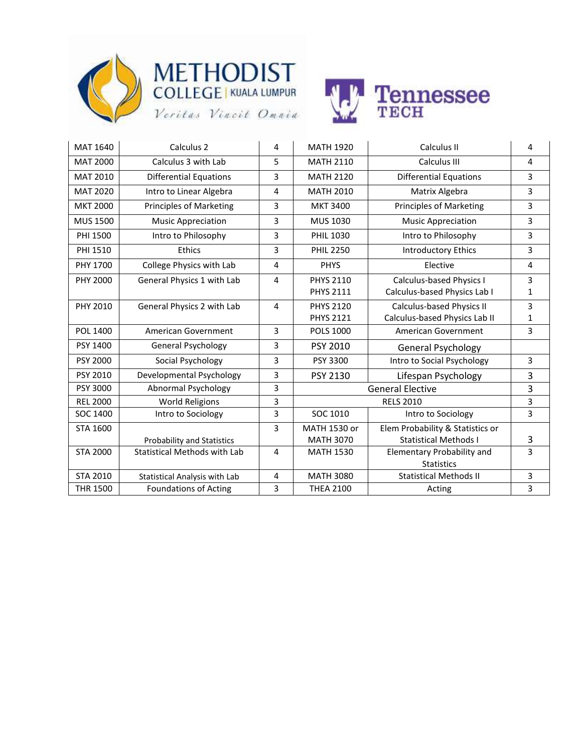| | | | | | |
|---|---|---|---|---|---|
| MAT 1640 | Calculus 2 | 4 | MATH 1920 | Calculus II | 4 |
| MAT 2000 | Calculus 3 with Lab | 5 | MATH 2110 | Calculus III | 4 |
| MAT 2010 | Differential Equations | 3 | MATH 2120 | Differential Equations | 3 |
| MAT 2020 | Intro to Linear Algebra | 4 | MATH 2010 | Matrix Algebra | 3 |
| MKT 2000 | Principles of Marketing | 3 | MKT 3400 | Principles of Marketing | 3 |
| MUS 1500 | Music Appreciation | 3 | MUS 1030 | Music Appreciation | 3 |
| PHI 1500 | Intro to Philosophy | 3 | PHIL 1030 | Intro to Philosophy | 3 |
| PHI 1510 | Ethics | 3 | PHIL 2250 | Introductory Ethics | 3 |
| PHY 1700 | College Physics with Lab | 4 | PHYS | Elective | 4 |
| PHY 2000 | General Physics 1 with Lab | 4 | PHYS 2110<br>PHYS 2111 | Calculus-based Physics I<br>Calculus-based Physics Lab I | 3<br>1 |
| PHY 2010 | General Physics 2 with Lab | 4 | PHYS 2120<br>PHYS 2121 | Calculus-based Physics II<br>Calculus-based Physics Lab II | 3<br>1 |
| POL 1400 | American Government | 3 | POLS 1000 | American Government | 3 |
| PSY 1400 | General Psychology | 3 | PSY 2010 | General Psychology | |
| PSY 2000 | Social Psychology | 3 | PSY 3300 | Intro to Social Psychology | 3 |
| PSY 2010 | Developmental Psychology | 3 | PSY 2130 | Lifespan Psychology | 3 |
| PSY 3000 | Abnormal Psychology | 3 | General Elective | | 3 |
| REL 2000 | World Religions | 3 | RELS 2010 | | 3 |
| SOC 1400 | Intro to Sociology | 3 | SOC 1010 | Intro to Sociology | 3 |
| STA 1600 | Probability and Statistics | 3 | MATH 1530 or<br>MATH 3070 | Elem Probability & Statistics or<br>Statistical Methods I | 3 |
| STA 2000 | Statistical Methods with Lab | 4 | MATH 1530 | Elementary Probability and Statistics | 3 |
| STA 2010 | Statistical Analysis with Lab | 4 | MATH 3080 | Statistical Methods II | 3 |
| THR 1500 | Foundations of Acting | 3 | THEA 2100 | Acting | 3 |